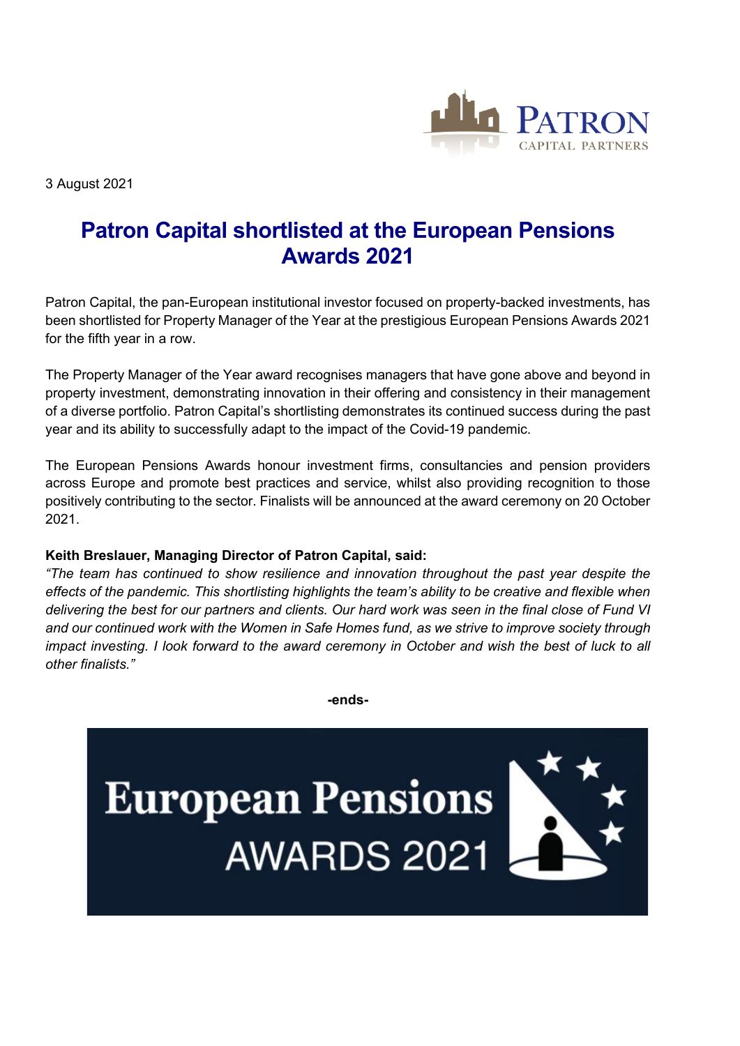3 August 2021

# Patron Capital shortlisted at the European Pensions Awards 2021

Patron Capital, the pan-European institutional investor focused on property-backed investments, has been shortlisted for Property Manager of the Year at the prestigious European Pensions Awards 2021 for the fifth year in a row.

The Property Manager of the Year award recognises managers that have gone above and beyond in property investment, demonstrating innovation in their offering and consistency in their management of a diverse portfolio. Patron Capital's shortlisting demonstrates its continued success during the past year and its ability to successfully adapt to the impact of the Covid-19 pandemic.

The European Pensions Awards honour investment firms, consultancies and pension providers across Europe and promote best practices and service, whilst also providing recognition to those positively contributing to the sector. Finalists will be announced at the award ceremony on 20 October 2021.

**Keith Breslauer, Managing Director of Patron Capital, said:**

*"The team has continued to show resilience and innovation throughout the past year despite the effects of the pandemic. This shortlisting highlights the team's ability to be creative and flexible when delivering the best for our partners and clients. Our hard work was seen in the final close of Fund VI and our continued work with the Women in Safe Homes fund, as we strive to improve society through impact investing. I look forward to the award ceremony in October and wish the best of luck to all other finalists."*

**-ends-**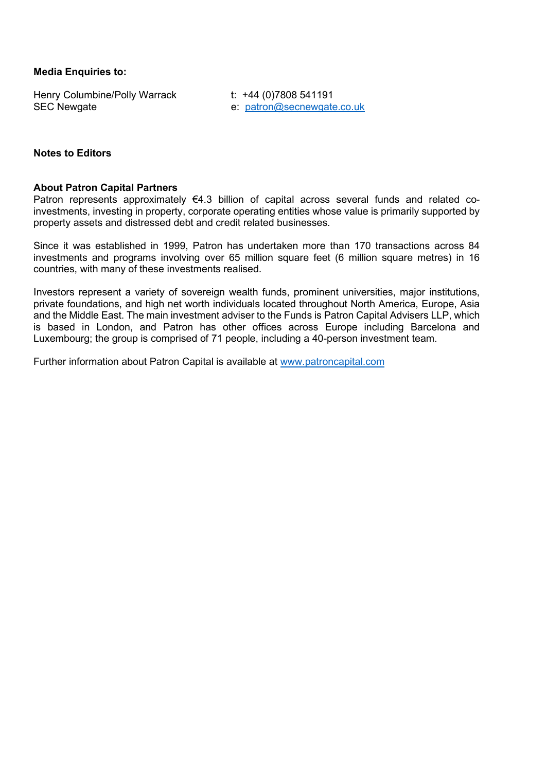**Media Enquiries to:**

Henry Columbine/Polly Warrack
SEC Newgate

t: +44 (0)7808 541191
e: [patron@secnewgate.co.uk](mailto:patron@secnewgate.co.uk)

**Notes to Editors**

**About Patron Capital Partners**

Patron represents approximately €4.3 billion of capital across several funds and related co-investments, investing in property, corporate operating entities whose value is primarily supported by property assets and distressed debt and credit related businesses.

Since it was established in 1999, Patron has undertaken more than 170 transactions across 84 investments and programs involving over 65 million square feet (6 million square metres) in 16 countries, with many of these investments realised.

Investors represent a variety of sovereign wealth funds, prominent universities, major institutions, private foundations, and high net worth individuals located throughout North America, Europe, Asia and the Middle East. The main investment adviser to the Funds is Patron Capital Advisers LLP, which is based in London, and Patron has other offices across Europe including Barcelona and Luxembourg; the group is comprised of 71 people, including a 40-person investment team.

Further information about Patron Capital is available at [www.patroncapital.com](http://www.patroncapital.com)